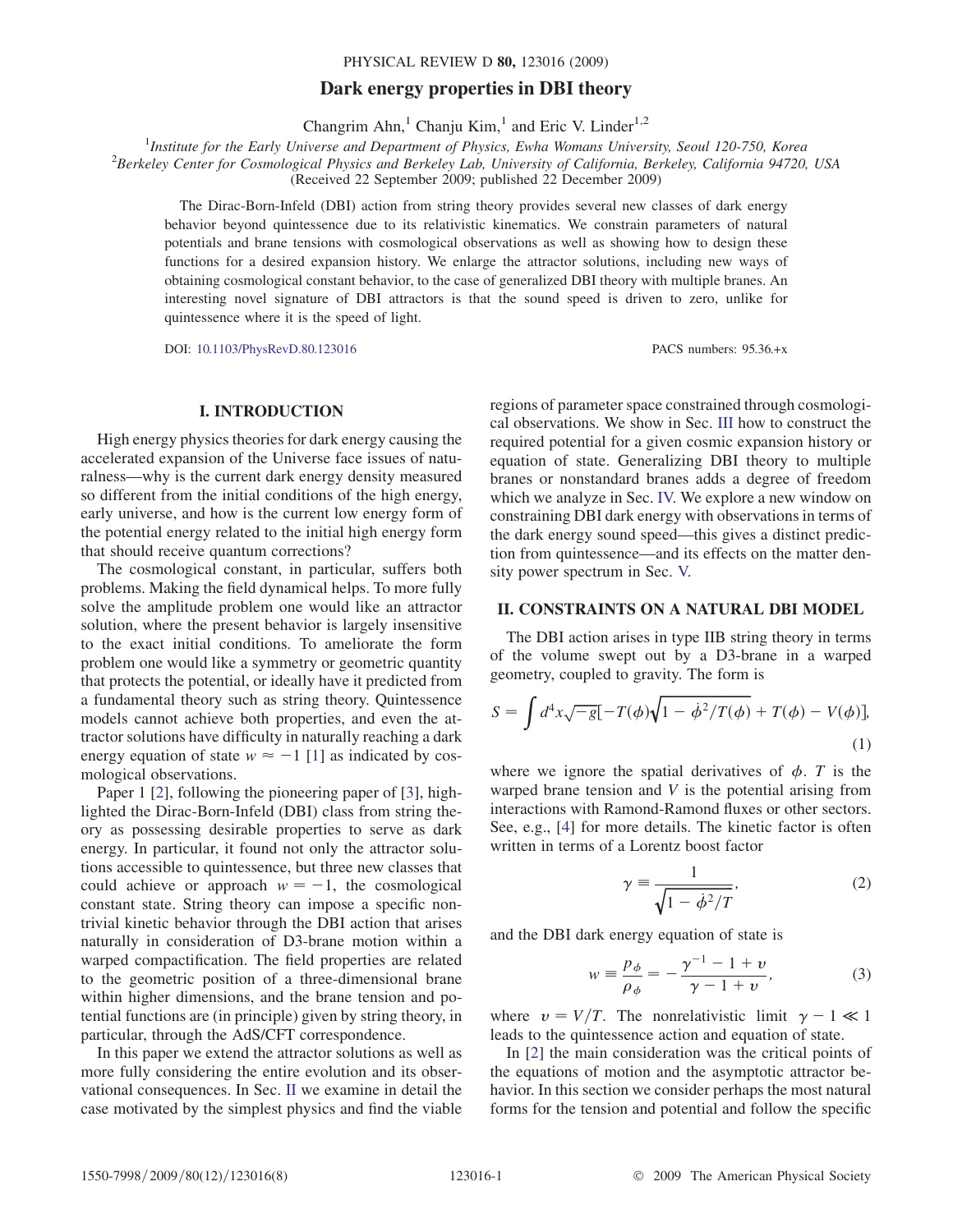# Dark energy properties in DBI theory

Changrim Ahn,[1] Chanju Kim,[1] and Eric V. Linder[1,2]

[1]*Institute for the Early Universe and Department of Physics, Ewha Womans University, Seoul 120-750, Korea*
[2]*Berkeley Center for Cosmological Physics and Berkeley Lab, University of California, Berkeley, California 94720, USA*
(Received 22 September 2009; published 22 December 2009)

The Dirac-Born-Infeld (DBI) action from string theory provides several new classes of dark energy behavior beyond quintessence due to its relativistic kinematics. We constrain parameters of natural potentials and brane tensions with cosmological observations as well as showing how to design these functions for a desired expansion history. We enlarge the attractor solutions, including new ways of obtaining cosmological constant behavior, to the case of generalized DBI theory with multiple branes. An interesting novel signature of DBI attractors is that the sound speed is driven to zero, unlike for quintessence where it is the speed of light.

DOI: 10.1103/PhysRevD.80.123016 PACS numbers: 95.36.+x

## I. INTRODUCTION

High energy physics theories for dark energy causing the accelerated expansion of the Universe face issues of naturalness—why is the current dark energy density measured so different from the initial conditions of the high energy, early universe, and how is the current low energy form of the potential energy related to the initial high energy form that should receive quantum corrections?

The cosmological constant, in particular, suffers both problems. Making the field dynamical helps. To more fully solve the amplitude problem one would like an attractor solution, where the present behavior is largely insensitive to the exact initial conditions. To ameliorate the form problem one would like a symmetry or geometric quantity that protects the potential, or ideally have it predicted from a fundamental theory such as string theory. Quintessence models cannot achieve both properties, and even the attractor solutions have difficulty in naturally reaching a dark energy equation of state $w \approx -1$ [1] as indicated by cosmological observations.

Paper 1 [2], following the pioneering paper of [3], highlighted the Dirac-Born-Infeld (DBI) class from string theory as possessing desirable properties to serve as dark energy. In particular, it found not only the attractor solutions accessible to quintessence, but three new classes that could achieve or approach $w = -1$, the cosmological constant state. String theory can impose a specific non-trivial kinetic behavior through the DBI action that arises naturally in consideration of D3-brane motion within a warped compactification. The field properties are related to the geometric position of a three-dimensional brane within higher dimensions, and the brane tension and potential functions are (in principle) given by string theory, in particular, through the AdS/CFT correspondence.

In this paper we extend the attractor solutions as well as more fully considering the entire evolution and its observational consequences. In Sec. II we examine in detail the case motivated by the simplest physics and find the viable regions of parameter space constrained through cosmological observations. We show in Sec. III how to construct the required potential for a given cosmic expansion history or equation of state. Generalizing DBI theory to multiple branes or nonstandard branes adds a degree of freedom which we analyze in Sec. IV. We explore a new window on constraining DBI dark energy with observations in terms of the dark energy sound speed—this gives a distinct prediction from quintessence—and its effects on the matter density power spectrum in Sec. V.

## II. CONSTRAINTS ON A NATURAL DBI MODEL

The DBI action arises in type IIB string theory in terms of the volume swept out by a D3-brane in a warped geometry, coupled to gravity. The form is

$$S = \int d^4x \sqrt{-g}[-T(\phi)\sqrt{1 - \dot{\phi}^2/T(\phi)} + T(\phi) - V(\phi)], \tag{1}$$

where we ignore the spatial derivatives of $\phi$. $T$ is the warped brane tension and $V$ is the potential arising from interactions with Ramond-Ramond fluxes or other sectors. See, e.g., [4] for more details. The kinetic factor is often written in terms of a Lorentz boost factor

$$\gamma \equiv \frac{1}{\sqrt{1 - \dot{\phi}^2/T}}, \tag{2}$$

and the DBI dark energy equation of state is

$$w \equiv \frac{p_\phi}{\rho_\phi} = -\frac{\gamma^{-1} - 1 + v}{\gamma - 1 + v}, \tag{3}$$

where $v = V/T$. The nonrelativistic limit $\gamma - 1 \ll 1$ leads to the quintessence action and equation of state.

In [2] the main consideration was the critical points of the equations of motion and the asymptotic attractor behavior. In this section we consider perhaps the most natural forms for the tension and potential and follow the specific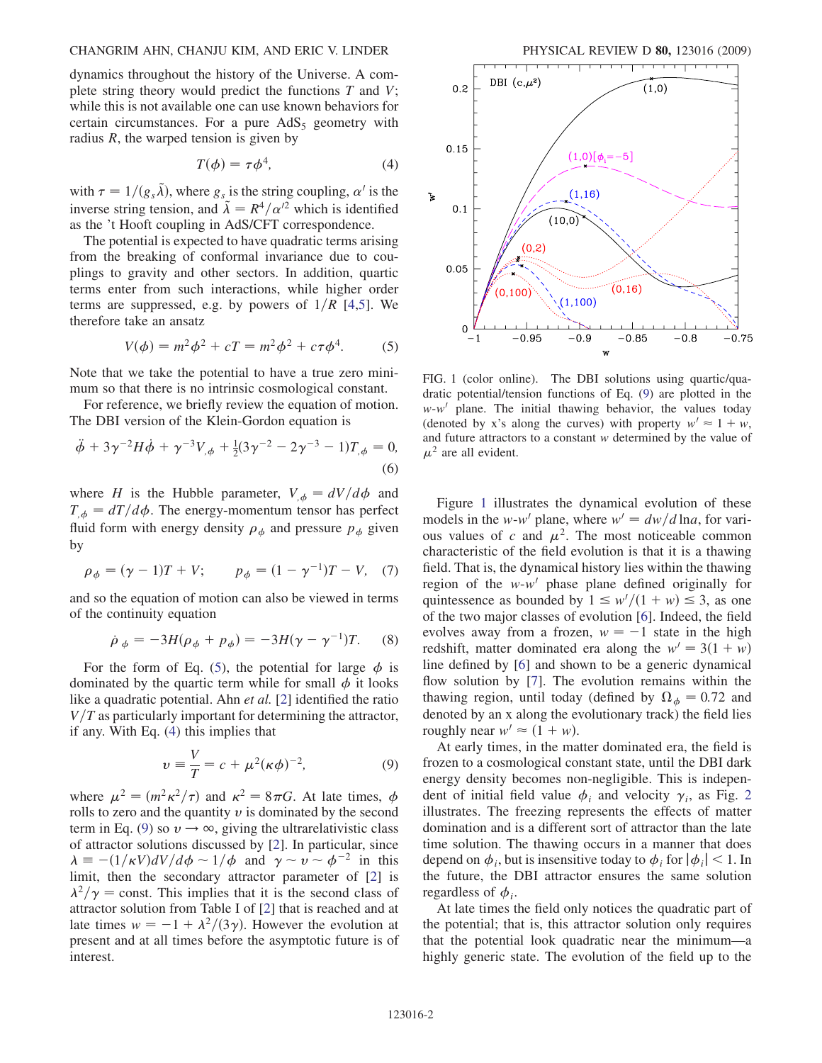dynamics throughout the history of the Universe. A complete string theory would predict the functions $T$ and $V$; while this is not available one can use known behaviors for certain circumstances. For a pure $\mathrm{AdS}_5$ geometry with radius $R$, the warped tension is given by

$$T(\phi) = \tau\phi^4, \tag{4}$$

with $\tau = 1/(g_s\tilde{\lambda})$, where $g_s$ is the string coupling, $\alpha'$ is the inverse string tension, and $\tilde{\lambda} = R^4/\alpha'^2$ which is identified as the 't Hooft coupling in AdS/CFT correspondence.

The potential is expected to have quadratic terms arising from the breaking of conformal invariance due to couplings to gravity and other sectors. In addition, quartic terms enter from such interactions, while higher order terms are suppressed, e.g. by powers of $1/R$ [4,5]. We therefore take an ansatz

$$V(\phi) = m^2\phi^2 + cT = m^2\phi^2 + c\tau\phi^4. \tag{5}$$

Note that we take the potential to have a true zero minimum so that there is no intrinsic cosmological constant.

For reference, we briefly review the equation of motion. The DBI version of the Klein-Gordon equation is

$$\ddot{\phi} + 3\gamma^{-2}H\dot{\phi} + \gamma^{-3}V_{,\phi} + \tfrac{1}{2}(3\gamma^{-2} - 2\gamma^{-3} - 1)T_{,\phi} = 0, \tag{6}$$

where $H$ is the Hubble parameter, $V_{,\phi} = dV/d\phi$ and $T_{,\phi} = dT/d\phi$. The energy-momentum tensor has perfect fluid form with energy density $\rho_\phi$ and pressure $p_\phi$ given by

$$\rho_\phi = (\gamma - 1)T + V; \qquad p_\phi = (1 - \gamma^{-1})T - V, \tag{7}$$

and so the equation of motion can also be viewed in terms of the continuity equation

$$\dot{\rho}_\phi = -3H(\rho_\phi + p_\phi) = -3H(\gamma - \gamma^{-1})T. \tag{8}$$

For the form of Eq. (5), the potential for large $\phi$ is dominated by the quartic term while for small $\phi$ it looks like a quadratic potential. Ahn *et al.* [2] identified the ratio $V/T$ as particularly important for determining the attractor, if any. With Eq. (4) this implies that

$$v \equiv \frac{V}{T} = c + \mu^2(\kappa\phi)^{-2}, \tag{9}$$

where $\mu^2 = (m^2\kappa^2/\tau)$ and $\kappa^2 = 8\pi G$. At late times, $\phi$ rolls to zero and the quantity $v$ is dominated by the second term in Eq. (9) so $v \to \infty$, giving the ultrarelativistic class of attractor solutions discussed by [2]. In particular, since $\lambda \equiv -(1/\kappa V)dV/d\phi \sim 1/\phi$ and $\gamma \sim v \sim \phi^{-2}$ in this limit, then the secondary attractor parameter of [2] is $\lambda^2/\gamma = \mathrm{const}$. This implies that it is the second class of attractor solution from Table I of [2] that is reached and at late times $w = -1 + \lambda^2/(3\gamma)$. However the evolution at present and at all times before the asymptotic future is of interest.

FIG. 1 (color online). The DBI solutions using quartic/quadratic potential/tension functions of Eq. (9) are plotted in the $w$-$w'$ plane. The initial thawing behavior, the values today (denoted by x's along the curves) with property $w' \approx 1 + w$, and future attractors to a constant $w$ determined by the value of $\mu^2$ are all evident.

Figure 1 illustrates the dynamical evolution of these models in the $w$-$w'$ plane, where $w' = dw/d\ln a$, for various values of $c$ and $\mu^2$. The most noticeable common characteristic of the field evolution is that it is a thawing field. That is, the dynamical history lies within the thawing region of the $w$-$w'$ phase plane defined originally for quintessence as bounded by $1 \le w'/(1 + w) \le 3$, as one of the two major classes of evolution [6]. Indeed, the field evolves away from a frozen, $w = -1$ state in the high redshift, matter dominated era along the $w' = 3(1 + w)$ line defined by [6] and shown to be a generic dynamical flow solution by [7]. The evolution remains within the thawing region, until today (defined by $\Omega_\phi = 0.72$ and denoted by an x along the evolutionary track) the field lies roughly near $w' \approx (1 + w)$.

At early times, in the matter dominated era, the field is frozen to a cosmological constant state, until the DBI dark energy density becomes non-negligible. This is independent of initial field value $\phi_i$ and velocity $\gamma_i$, as Fig. 2 illustrates. The freezing represents the effects of matter domination and is a different sort of attractor than the late time solution. The thawing occurs in a manner that does depend on $\phi_i$, but is insensitive today to $\phi_i$ for $|\phi_i| < 1$. In the future, the DBI attractor ensures the same solution regardless of $\phi_i$.

At late times the field only notices the quadratic part of the potential; that is, this attractor solution only requires that the potential look quadratic near the minimum—a highly generic state. The evolution of the field up to the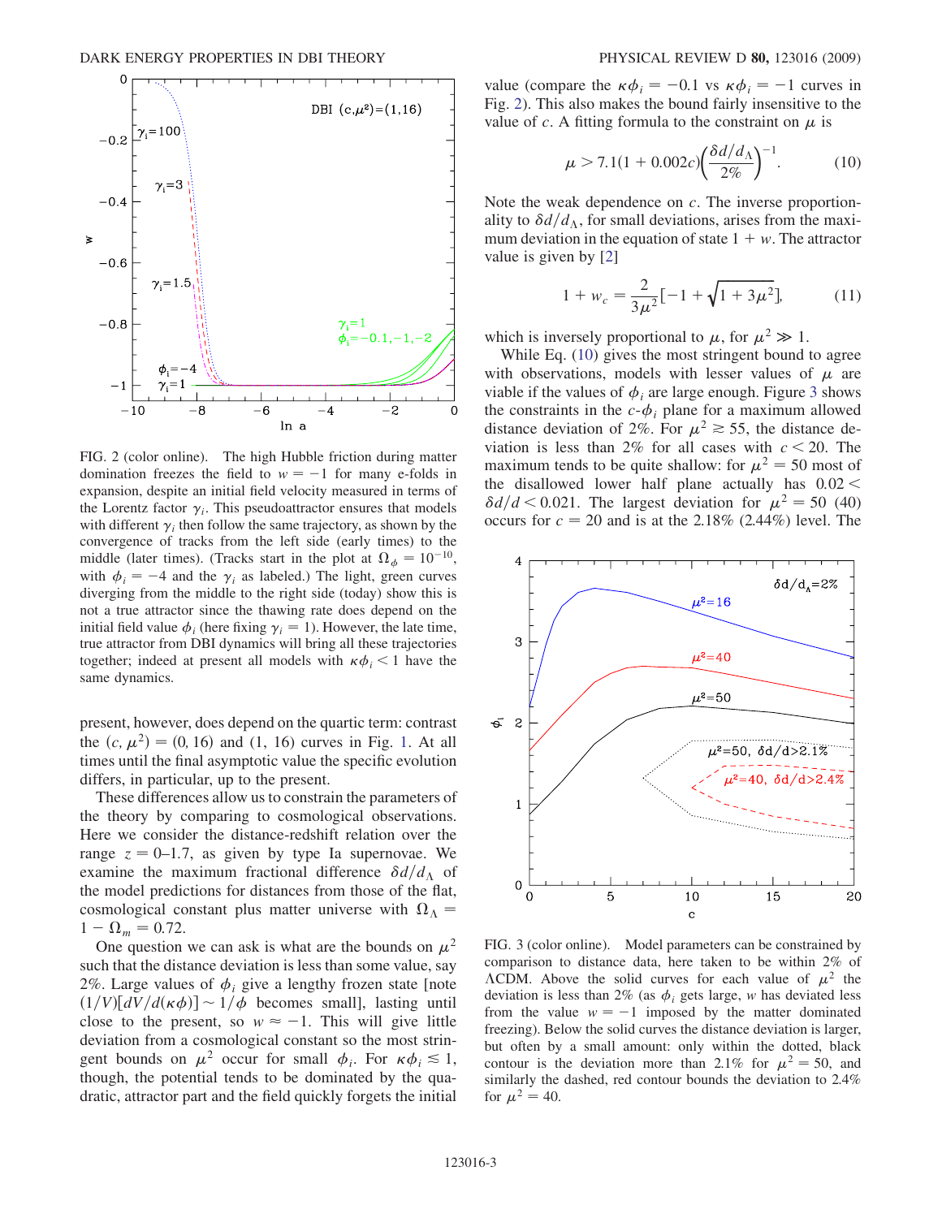FIG. 2 (color online). The high Hubble friction during matter domination freezes the field to $w = -1$ for many e-folds in expansion, despite an initial field velocity measured in terms of the Lorentz factor $\gamma_i$. This pseudoattractor ensures that models with different $\gamma_i$ then follow the same trajectory, as shown by the convergence of tracks from the left side (early times) to the middle (later times). (Tracks start in the plot at $\Omega_\phi = 10^{-10}$, with $\phi_i = -4$ and the $\gamma_i$ as labeled.) The light, green curves diverging from the middle to the right side (today) show this is not a true attractor since the thawing rate does depend on the initial field value $\phi_i$ (here fixing $\gamma_i = 1$). However, the late time, true attractor from DBI dynamics will bring all these trajectories together; indeed at present all models with $\kappa\phi_i < 1$ have the same dynamics.

present, however, does depend on the quartic term: contrast the $(c, \mu^2) = (0, 16)$ and $(1, 16)$ curves in Fig. 1. At all times until the final asymptotic value the specific evolution differs, in particular, up to the present.

These differences allow us to constrain the parameters of the theory by comparing to cosmological observations. Here we consider the distance-redshift relation over the range $z = 0$–$1.7$, as given by type Ia supernovae. We examine the maximum fractional difference $\delta d/d_\Lambda$ of the model predictions for distances from those of the flat, cosmological constant plus matter universe with $\Omega_\Lambda = 1 - \Omega_m = 0.72$.

One question we can ask is what are the bounds on $\mu^2$ such that the distance deviation is less than some value, say 2%. Large values of $\phi_i$ give a lengthy frozen state [note $(1/V)[dV/d(\kappa\phi)] \sim 1/\phi$ becomes small], lasting until close to the present, so $w \approx -1$. This will give little deviation from a cosmological constant so the most stringent bounds on $\mu^2$ occur for small $\phi_i$. For $\kappa\phi_i \lesssim 1$, though, the potential tends to be dominated by the quadratic, attractor part and the field quickly forgets the initial value (compare the $\kappa\phi_i = -0.1$ vs $\kappa\phi_i = -1$ curves in Fig. 2). This also makes the bound fairly insensitive to the value of $c$. A fitting formula to the constraint on $\mu$ is

$$\mu > 7.1(1 + 0.002c)\left(\frac{\delta d/d_\Lambda}{2\%}\right)^{-1}. \qquad (10)$$

Note the weak dependence on $c$. The inverse proportionality to $\delta d/d_\Lambda$, for small deviations, arises from the maximum deviation in the equation of state $1 + w$. The attractor value is given by [2]

$$1 + w_c = \frac{2}{3\mu^2}[-1 + \sqrt{1 + 3\mu^2}], \qquad (11)$$

which is inversely proportional to $\mu$, for $\mu^2 \gg 1$.

While Eq. (10) gives the most stringent bound to agree with observations, models with lesser values of $\mu$ are viable if the values of $\phi_i$ are large enough. Figure 3 shows the constraints in the $c$-$\phi_i$ plane for a maximum allowed distance deviation of 2%. For $\mu^2 \gtrsim 55$, the distance deviation is less than 2% for all cases with $c < 20$. The maximum tends to be quite shallow: for $\mu^2 = 50$ most of the disallowed lower half plane actually has $0.02 < \delta d/d < 0.021$. The largest deviation for $\mu^2 = 50$ (40) occurs for $c = 20$ and is at the 2.18% (2.44%) level. The

FIG. 3 (color online). Model parameters can be constrained by comparison to distance data, here taken to be within 2% of ΛCDM. Above the solid curves for each value of $\mu^2$ the deviation is less than 2% (as $\phi_i$ gets large, $w$ has deviated less from the value $w = -1$ imposed by the matter dominated freezing). Below the solid curves the distance deviation is larger, but often by a small amount: only within the dotted, black contour is the deviation more than 2.1% for $\mu^2 = 50$, and similarly the dashed, red contour bounds the deviation to 2.4% for $\mu^2 = 40$.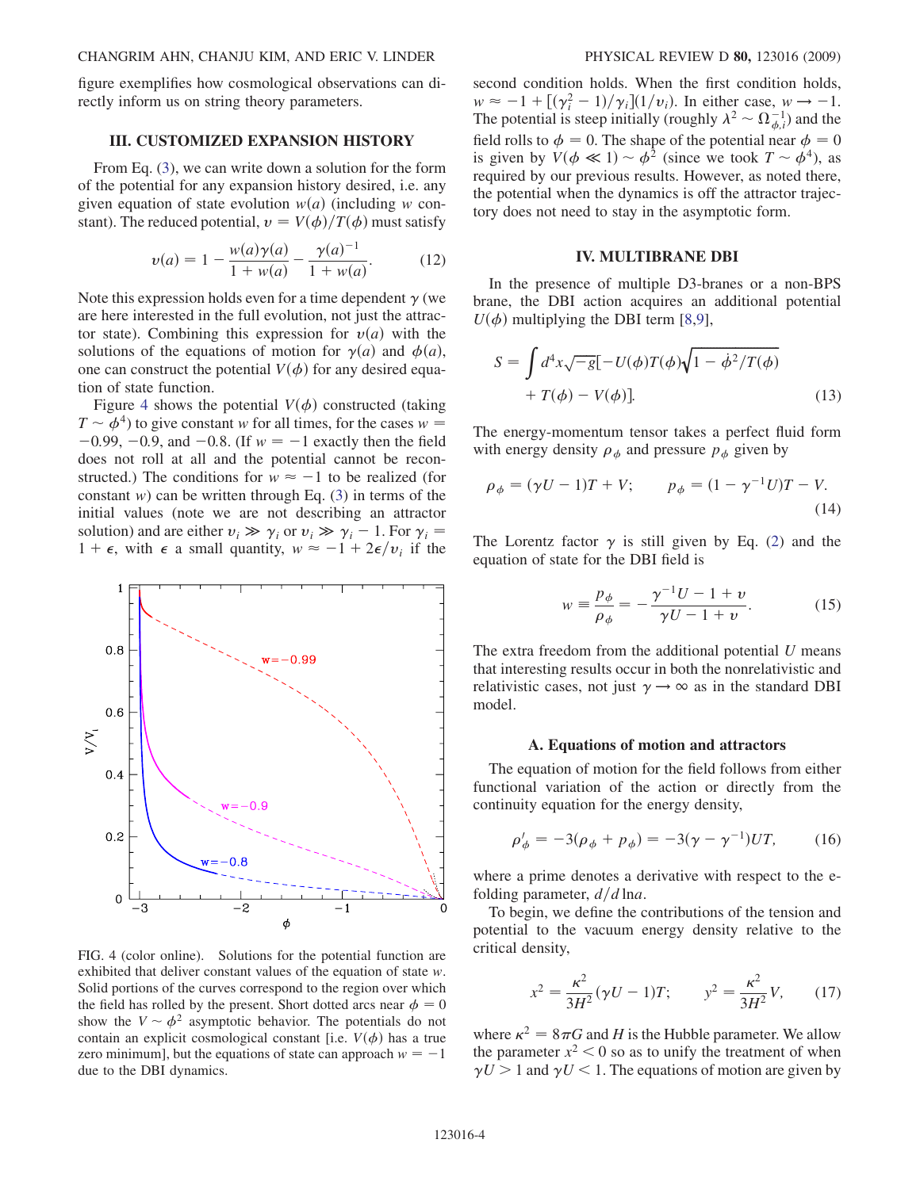figure exemplifies how cosmological observations can directly inform us on string theory parameters.

## III. CUSTOMIZED EXPANSION HISTORY

From Eq. (3), we can write down a solution for the form of the potential for any expansion history desired, i.e. any given equation of state evolution $w(a)$ (including $w$ constant). The reduced potential, $v = V(\phi)/T(\phi)$ must satisfy

$$v(a) = 1 - \frac{w(a)\gamma(a)}{1+w(a)} - \frac{\gamma(a)^{-1}}{1+w(a)}. \tag{12}$$

Note this expression holds even for a time dependent $\gamma$ (we are here interested in the full evolution, not just the attractor state). Combining this expression for $v(a)$ with the solutions of the equations of motion for $\gamma(a)$ and $\phi(a)$, one can construct the potential $V(\phi)$ for any desired equation of state function.

Figure 4 shows the potential $V(\phi)$ constructed (taking $T \sim \phi^4$) to give constant $w$ for all times, for the cases $w = -0.99$, $-0.9$, and $-0.8$. (If $w = -1$ exactly then the field does not roll at all and the potential cannot be reconstructed.) The conditions for $w \approx -1$ to be realized (for constant $w$) can be written through Eq. (3) in terms of the initial values (note we are not describing an attractor solution) and are either $v_i \gg \gamma_i$ or $v_i \gg \gamma_i - 1$. For $\gamma_i = 1 + \epsilon$, with $\epsilon$ a small quantity, $w \approx -1 + 2\epsilon/v_i$ if the second condition holds. When the first condition holds, $w \approx -1 + [(\gamma_i^2 - 1)/\gamma_i](1/v_i)$. In either case, $w \to -1$. The potential is steep initially (roughly $\lambda^2 \sim \Omega_{\phi,i}^{-1}$) and the field rolls to $\phi = 0$. The shape of the potential near $\phi = 0$ is given by $V(\phi \ll 1) \sim \phi^2$ (since we took $T \sim \phi^4$), as required by our previous results. However, as noted there, the potential when the dynamics is off the attractor trajectory does not need to stay in the asymptotic form.

FIG. 4 (color online). Solutions for the potential function are exhibited that deliver constant values of the equation of state $w$. Solid portions of the curves correspond to the region over which the field has rolled by the present. Short dotted arcs near $\phi = 0$ show the $V \sim \phi^2$ asymptotic behavior. The potentials do not contain an explicit cosmological constant [i.e. $V(\phi)$ has a true zero minimum], but the equations of state can approach $w = -1$ due to the DBI dynamics.

## IV. MULTIBRANE DBI

In the presence of multiple D3-branes or a non-BPS brane, the DBI action acquires an additional potential $U(\phi)$ multiplying the DBI term [8,9],

$$S = \int d^4x\sqrt{-g}[-U(\phi)T(\phi)\sqrt{1 - \dot{\phi}^2/T(\phi)} + T(\phi) - V(\phi)]. \tag{13}$$

The energy-momentum tensor takes a perfect fluid form with energy density $\rho_\phi$ and pressure $p_\phi$ given by

$$\rho_\phi = (\gamma U - 1)T + V; \qquad p_\phi = (1 - \gamma^{-1}U)T - V. \tag{14}$$

The Lorentz factor $\gamma$ is still given by Eq. (2) and the equation of state for the DBI field is

$$w \equiv \frac{p_\phi}{\rho_\phi} = -\frac{\gamma^{-1}U - 1 + v}{\gamma U - 1 + v}. \tag{15}$$

The extra freedom from the additional potential $U$ means that interesting results occur in both the nonrelativistic and relativistic cases, not just $\gamma \to \infty$ as in the standard DBI model.

### A. Equations of motion and attractors

The equation of motion for the field follows from either functional variation of the action or directly from the continuity equation for the energy density,

$$\rho_\phi' = -3(\rho_\phi + p_\phi) = -3(\gamma - \gamma^{-1})UT, \tag{16}$$

where a prime denotes a derivative with respect to the e-folding parameter, $d/d\ln a$.

To begin, we define the contributions of the tension and potential to the vacuum energy density relative to the critical density,

$$x^2 = \frac{\kappa^2}{3H^2}(\gamma U - 1)T; \qquad y^2 = \frac{\kappa^2}{3H^2}V, \tag{17}$$

where $\kappa^2 = 8\pi G$ and $H$ is the Hubble parameter. We allow the parameter $x^2 < 0$ so as to unify the treatment of when $\gamma U > 1$ and $\gamma U < 1$. The equations of motion are given by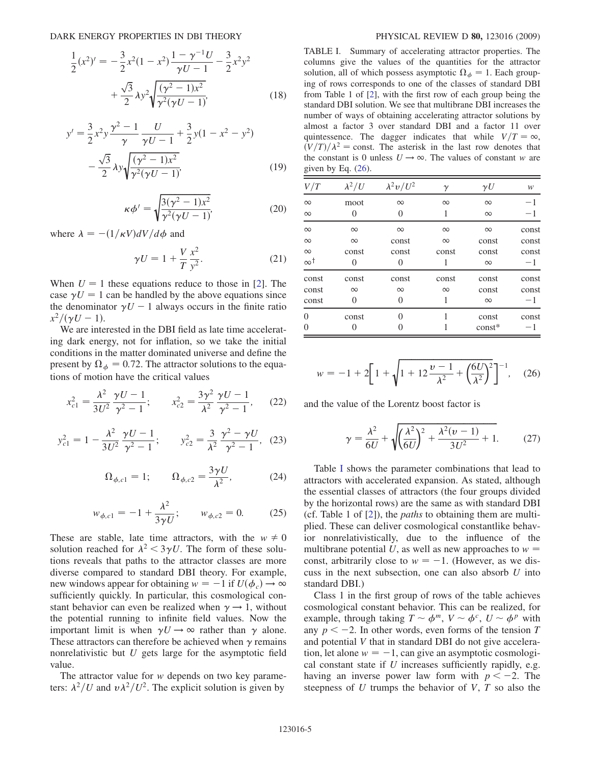$$\frac{1}{2}(x^2)' = -\frac{3}{2}x^2(1-x^2)\frac{1-\gamma^{-1}U}{\gamma U - 1} - \frac{3}{2}x^2y^2 + \frac{\sqrt{3}}{2}\lambda y^2\sqrt{\frac{(\gamma^2-1)x^2}{\gamma^2(\gamma U-1)}}, \tag{18}$$

$$y' = \frac{3}{2}x^2 y\frac{\gamma^2-1}{\gamma}\frac{U}{\gamma U-1} + \frac{3}{2}y(1-x^2-y^2) - \frac{\sqrt{3}}{2}\lambda y\sqrt{\frac{(\gamma^2-1)x^2}{\gamma^2(\gamma U-1)}}, \tag{19}$$

$$\kappa\phi' = \sqrt{\frac{3(\gamma^2-1)x^2}{\gamma^2(\gamma U-1)}}, \tag{20}$$

where $\lambda = -(1/\kappa V)dV/d\phi$ and

$$\gamma U = 1 + \frac{V}{T}\frac{x^2}{y^2}. \tag{21}$$

When $U = 1$ these equations reduce to those in [2]. The case $\gamma U = 1$ can be handled by the above equations since the denominator $\gamma U - 1$ always occurs in the finite ratio $x^2/(\gamma U - 1)$.

We are interested in the DBI field as late time accelerating dark energy, not for inflation, so we take the initial conditions in the matter dominated universe and define the present by $\Omega_\phi = 0.72$. The attractor solutions to the equations of motion have the critical values

$$x_{c1}^2 = \frac{\lambda^2}{3U^2}\frac{\gamma U-1}{\gamma^2-1}; \qquad x_{c2}^2 = \frac{3\gamma^2}{\lambda^2}\frac{\gamma U-1}{\gamma^2-1}, \tag{22}$$

$$y_{c1}^2 = 1 - \frac{\lambda^2}{3U^2}\frac{\gamma U-1}{\gamma^2-1}; \qquad y_{c2}^2 = \frac{3}{\lambda^2}\frac{\gamma^2-\gamma U}{\gamma^2-1}, \tag{23}$$

$$\Omega_{\phi,c1} = 1; \qquad \Omega_{\phi,c2} = \frac{3\gamma U}{\lambda^2}, \tag{24}$$

$$w_{\phi,c1} = -1 + \frac{\lambda^2}{3\gamma U}; \qquad w_{\phi,c2} = 0. \tag{25}$$

These are stable, late time attractors, with the $w \neq 0$ solution reached for $\lambda^2 < 3\gamma U$. The form of these solutions reveals that paths to the attractor classes are more diverse compared to standard DBI theory. For example, new windows appear for obtaining $w = -1$ if $U(\phi_c) \to \infty$ sufficiently quickly. In particular, this cosmological constant behavior can even be realized when $\gamma \to 1$, without the potential running to infinite field values. Now the important limit is when $\gamma U \to \infty$ rather than $\gamma$ alone. These attractors can therefore be achieved when $\gamma$ remains nonrelativistic but $U$ gets large for the asymptotic field value.

The attractor value for $w$ depends on two key parameters: $\lambda^2/U$ and $v\lambda^2/U^2$. The explicit solution is given by

$$w = -1 + 2\left[1 + \sqrt{1 + 12\frac{v-1}{\lambda^2} + \left(\frac{6U}{\lambda^2}\right)^2}\right]^{-1}, \tag{26}$$

and the value of the Lorentz boost factor is

$$\gamma = \frac{\lambda^2}{6U} + \sqrt{\left(\frac{\lambda^2}{6U}\right)^2 + \frac{\lambda^2(v-1)}{3U^2} + 1}. \tag{27}$$

TABLE I. Summary of accelerating attractor properties. The columns give the values of the quantities for the attractor solution, all of which possess asymptotic $\Omega_\phi = 1$. Each grouping of rows corresponds to one of the classes of standard DBI from Table 1 of [2], with the first row of each group being the standard DBI solution. We see that multibrane DBI increases the number of ways of obtaining accelerating attractor solutions by almost a factor 3 over standard DBI and a factor 11 over quintessence. The dagger indicates that while $V/T = \infty$, $(V/T)/\lambda^2 =$ const. The asterisk in the last row denotes that the constant is 0 unless $U \to \infty$. The values of constant $w$ are given by Eq. (26).

| $V/T$ | $\lambda^2/U$ | $\lambda^2 v/U^2$ | $\gamma$ | $\gamma U$ | $w$ |
|---|---|---|---|---|---|
| $\infty$ | moot | $\infty$ | $\infty$ | $\infty$ | $-1$ |
| $\infty$ | 0 | 0 | 1 | $\infty$ | $-1$ |
| $\infty$ | $\infty$ | $\infty$ | $\infty$ | $\infty$ | const |
| $\infty$ | $\infty$ | const | $\infty$ | const | const |
| $\infty$ | const | const | const | const | const |
| $\infty^\dagger$ | 0 | 0 | 1 | $\infty$ | $-1$ |
| const | const | const | const | const | const |
| const | $\infty$ | $\infty$ | $\infty$ | const | const |
| const | 0 | 0 | 1 | $\infty$ | $-1$ |
| 0 | const | 0 | 1 | const | const |
| 0 | 0 | 0 | 1 | const* | $-1$ |

Table I shows the parameter combinations that lead to attractors with accelerated expansion. As stated, although the essential classes of attractors (the four groups divided by the horizontal rows) are the same as with standard DBI (cf. Table 1 of [2]), the *paths* to obtaining them are multiplied. These can deliver cosmological constantlike behavior nonrelativistically, due to the influence of the multibrane potential $U$, as well as new approaches to $w =$ const, arbitrarily close to $w = -1$. (However, as we discuss in the next subsection, one can also absorb $U$ into standard DBI.)

Class 1 in the first group of rows of the table achieves cosmological constant behavior. This can be realized, for example, through taking $T \sim \phi^m$, $V \sim \phi^c$, $U \sim \phi^p$ with any $p < -2$. In other words, even forms of the tension $T$ and potential $V$ that in standard DBI do not give acceleration, let alone $w = -1$, can give an asymptotic cosmological constant state if $U$ increases sufficiently rapidly, e.g. having an inverse power law form with $p < -2$. The steepness of $U$ trumps the behavior of $V$, $T$ so also the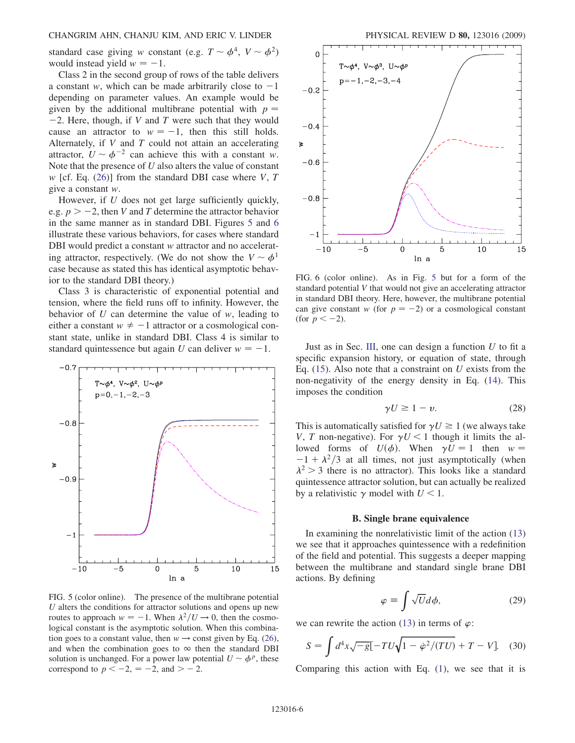standard case giving $w$ constant (e.g. $T \sim \phi^4$, $V \sim \phi^2$) would instead yield $w = -1$.

Class 2 in the second group of rows of the table delivers a constant $w$, which can be made arbitrarily close to $-1$ depending on parameter values. An example would be given by the additional multibrane potential with $p = -2$. Here, though, if $V$ and $T$ were such that they would cause an attractor to $w = -1$, then this still holds. Alternately, if $V$ and $T$ could not attain an accelerating attractor, $U \sim \phi^{-2}$ can achieve this with a constant $w$. Note that the presence of $U$ also alters the value of constant $w$ [cf. Eq. (26)] from the standard DBI case where $V$, $T$ give a constant $w$.

However, if $U$ does not get large sufficiently quickly, e.g. $p > -2$, then $V$ and $T$ determine the attractor behavior in the same manner as in standard DBI. Figures 5 and 6 illustrate these various behaviors, for cases where standard DBI would predict a constant $w$ attractor and no accelerating attractor, respectively. (We do not show the $V \sim \phi^1$ case because as stated this has identical asymptotic behavior to the standard DBI theory.)

Class 3 is characteristic of exponential potential and tension, where the field runs off to infinity. However, the behavior of $U$ can determine the value of $w$, leading to either a constant $w \neq -1$ attractor or a cosmological constant state, unlike in standard DBI. Class 4 is similar to standard quintessence but again $U$ can deliver $w = -1$.

FIG. 5 (color online). The presence of the multibrane potential $U$ alters the conditions for attractor solutions and opens up new routes to approach $w = -1$. When $\lambda^2/U \to 0$, then the cosmological constant is the asymptotic solution. When this combination goes to a constant value, then $w \to$ const given by Eq. (26), and when the combination goes to $\infty$ then the standard DBI solution is unchanged. For a power law potential $U \sim \phi^p$, these correspond to $p < -2$, $= -2$, and $> -2$.

FIG. 6 (color online). As in Fig. 5 but for a form of the standard potential $V$ that would not give an accelerating attractor in standard DBI theory. Here, however, the multibrane potential can give constant $w$ (for $p = -2$) or a cosmological constant (for $p < -2$).

Just as in Sec. III, one can design a function $U$ to fit a specific expansion history, or equation of state, through Eq. (15). Also note that a constraint on $U$ exists from the non-negativity of the energy density in Eq. (14). This imposes the condition

$$\gamma U \geq 1 - v. \tag{28}$$

This is automatically satisfied for $\gamma U \geq 1$ (we always take $V$, $T$ non-negative). For $\gamma U < 1$ though it limits the allowed forms of $U(\phi)$. When $\gamma U = 1$ then $w = -1 + \lambda^2/3$ at all times, not just asymptotically (when $\lambda^2 > 3$ there is no attractor). This looks like a standard quintessence attractor solution, but can actually be realized by a relativistic $\gamma$ model with $U < 1$.

### B. Single brane equivalence

In examining the nonrelativistic limit of the action (13) we see that it approaches quintessence with a redefinition of the field and potential. This suggests a deeper mapping between the multibrane and standard single brane DBI actions. By defining

$$\varphi \equiv \int \sqrt{U} d\phi, \tag{29}$$

we can rewrite the action (13) in terms of $\varphi$:

$$S = \int d^4x \sqrt{-g}[-TU\sqrt{1 - \dot{\varphi}^2/(TU)} + T - V]. \tag{30}$$

Comparing this action with Eq. (1), we see that it is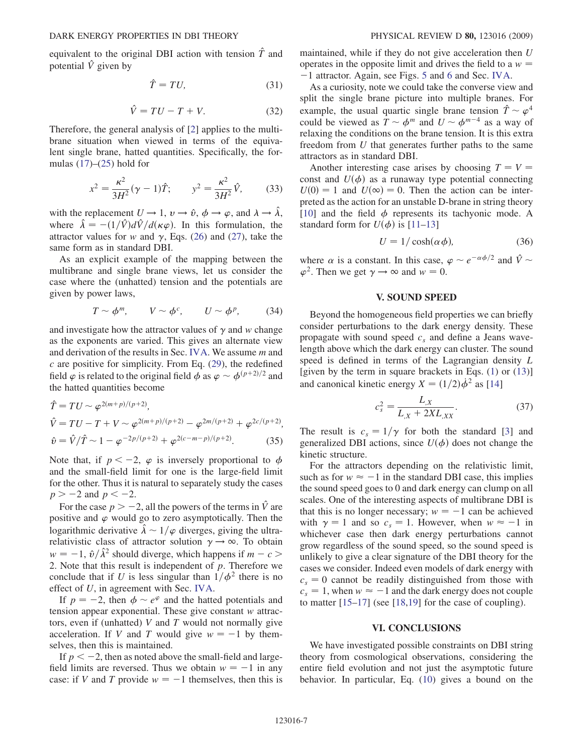equivalent to the original DBI action with tension $\hat{T}$ and potential $\hat{V}$ given by

$$\hat{T} = TU, \tag{31}$$

$$\hat{V} = TU - T + V. \tag{32}$$

Therefore, the general analysis of [2] applies to the multibrane situation when viewed in terms of the equivalent single brane, hatted quantities. Specifically, the formulas (17)–(25) hold for

$$x^2 = \frac{\kappa^2}{3H^2}(\gamma - 1)\hat{T}; \qquad y^2 = \frac{\kappa^2}{3H^2}\hat{V}, \tag{33}$$

with the replacement $U \to 1$, $v \to \hat{v}$, $\phi \to \varphi$, and $\lambda \to \hat{\lambda}$, where $\hat{\lambda} = -(1/\hat{V})d\hat{V}/d(\kappa\varphi)$. In this formulation, the attractor values for $w$ and $\gamma$, Eqs. (26) and (27), take the same form as in standard DBI.

As an explicit example of the mapping between the multibrane and single brane views, let us consider the case where the (unhatted) tension and the potentials are given by power laws,

$$T \sim \phi^m, \qquad V \sim \phi^c, \qquad U \sim \phi^p, \tag{34}$$

and investigate how the attractor values of $\gamma$ and $w$ change as the exponents are varied. This gives an alternate view and derivation of the results in Sec. IV A. We assume $m$ and $c$ are positive for simplicity. From Eq. (29), the redefined field $\varphi$ is related to the original field $\phi$ as $\varphi \sim \phi^{(p+2)/2}$ and the hatted quantities become

$$\hat{T} = TU \sim \varphi^{2(m+p)/(p+2)},$$
$$\hat{V} = TU - T + V \sim \varphi^{2(m+p)/(p+2)} - \varphi^{2m/(p+2)} + \varphi^{2c/(p+2)},$$
$$\hat{v} = \hat{V}/\hat{T} \sim 1 - \varphi^{-2p/(p+2)} + \varphi^{2(c-m-p)/(p+2)}. \tag{35}$$

Note that, if $p < -2$, $\varphi$ is inversely proportional to $\phi$ and the small-field limit for one is the large-field limit for the other. Thus it is natural to separately study the cases $p > -2$ and $p < -2$.

For the case $p > -2$, all the powers of the terms in $\hat{V}$ are positive and $\varphi$ would go to zero asymptotically. Then the logarithmic derivative $\hat{\lambda} \sim 1/\varphi$ diverges, giving the ultra-relativistic class of attractor solution $\gamma \to \infty$. To obtain $w = -1$, $\hat{v}/\hat{\lambda}^2$ should diverge, which happens if $m - c > 2$. Note that this result is independent of $p$. Therefore we conclude that if $U$ is less singular than $1/\phi^2$ there is no effect of $U$, in agreement with Sec. IV A.

If $p = -2$, then $\phi \sim e^{\varphi}$ and the hatted potentials and tension appear exponential. These give constant $w$ attractors, even if (unhatted) $V$ and $T$ would not normally give acceleration. If $V$ and $T$ would give $w = -1$ by themselves, then this is maintained.

If $p < -2$, then as noted above the small-field and large-field limits are reversed. Thus we obtain $w = -1$ in any case: if $V$ and $T$ provide $w = -1$ themselves, then this is maintained, while if they do not give acceleration then $U$ operates in the opposite limit and drives the field to a $w = -1$ attractor. Again, see Figs. 5 and 6 and Sec. IV A.

As a curiosity, note we could take the converse view and split the single brane picture into multiple branes. For example, the usual quartic single brane tension $\hat{T} \sim \varphi^4$ could be viewed as $T \sim \phi^m$ and $U \sim \phi^{m-4}$ as a way of relaxing the conditions on the brane tension. It is this extra freedom from $U$ that generates further paths to the same attractors as in standard DBI.

Another interesting case arises by choosing $T = V =$ const and $U(\phi)$ as a runaway type potential connecting $U(0) = 1$ and $U(\infty) = 0$. Then the action can be interpreted as the action for an unstable D-brane in string theory [10] and the field $\phi$ represents its tachyonic mode. A standard form for $U(\phi)$ is [11–13]

$$U = 1/\cosh(\alpha\phi), \tag{36}$$

where $\alpha$ is a constant. In this case, $\varphi \sim e^{-\alpha\phi/2}$ and $\hat{V} \sim \varphi^2$. Then we get $\gamma \to \infty$ and $w = 0$.

## V. SOUND SPEED

Beyond the homogeneous field properties we can briefly consider perturbations to the dark energy density. These propagate with sound speed $c_s$ and define a Jeans wavelength above which the dark energy can cluster. The sound speed is defined in terms of the Lagrangian density $L$ [given by the term in square brackets in Eqs. (1) or (13)] and canonical kinetic energy $X = (1/2)\dot{\phi}^2$ as [14]

$$c_s^2 = \frac{L_{,X}}{L_{,X} + 2XL_{,XX}}. \tag{37}$$

The result is $c_s = 1/\gamma$ for both the standard [3] and generalized DBI actions, since $U(\phi)$ does not change the kinetic structure.

For the attractors depending on the relativistic limit, such as for $w \approx -1$ in the standard DBI case, this implies the sound speed goes to 0 and dark energy can clump on all scales. One of the interesting aspects of multibrane DBI is that this is no longer necessary; $w = -1$ can be achieved with $\gamma = 1$ and so $c_s = 1$. However, when $w \approx -1$ in whichever case then dark energy perturbations cannot grow regardless of the sound speed, so the sound speed is unlikely to give a clear signature of the DBI theory for the cases we consider. Indeed even models of dark energy with $c_s = 0$ cannot be readily distinguished from those with $c_s = 1$, when $w \approx -1$ and the dark energy does not couple to matter [15–17] (see [18,19] for the case of coupling).

## VI. CONCLUSIONS

We have investigated possible constraints on DBI string theory from cosmological observations, considering the entire field evolution and not just the asymptotic future behavior. In particular, Eq. (10) gives a bound on the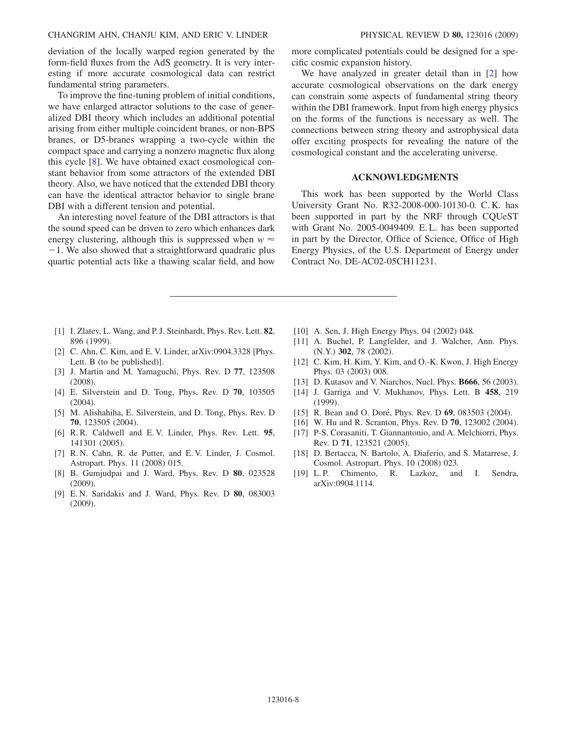deviation of the locally warped region generated by the form-field fluxes from the AdS geometry. It is very interesting if more accurate cosmological data can restrict fundamental string parameters.

To improve the fine-tuning problem of initial conditions, we have enlarged attractor solutions to the case of generalized DBI theory which includes an additional potential arising from either multiple coincident branes, or non-BPS branes, or D5-branes wrapping a two-cycle within the compact space and carrying a nonzero magnetic flux along this cycle [8]. We have obtained exact cosmological constant behavior from some attractors of the extended DBI theory. Also, we have noticed that the extended DBI theory can have the identical attractor behavior to single brane DBI with a different tension and potential.

An interesting novel feature of the DBI attractors is that the sound speed can be driven to zero which enhances dark energy clustering, although this is suppressed when $w \approx -1$. We also showed that a straightforward quadratic plus quartic potential acts like a thawing scalar field, and how more complicated potentials could be designed for a specific cosmic expansion history.

We have analyzed in greater detail than in [2] how accurate cosmological observations on the dark energy can constrain some aspects of fundamental string theory within the DBI framework. Input from high energy physics on the forms of the functions is necessary as well. The connections between string theory and astrophysical data offer exciting prospects for revealing the nature of the cosmological constant and the accelerating universe.

## ACKNOWLEDGMENTS

This work has been supported by the World Class University Grant No. R32-2008-000-10130-0. C. K. has been supported in part by the NRF through CQUeST with Grant No. 2005-0049409. E. L. has been supported in part by the Director, Office of Science, Office of High Energy Physics, of the U.S. Department of Energy under Contract No. DE-AC02-05CH11231.

---

[1] I. Zlatev, L. Wang, and P. J. Steinhardt, Phys. Rev. Lett. **82**, 896 (1999).

[2] C. Ahn, C. Kim, and E. V. Linder, arXiv:0904.3328 [Phys. Lett. B (to be published)].

[3] J. Martin and M. Yamaguchi, Phys. Rev. D **77**, 123508 (2008).

[4] E. Silverstein and D. Tong, Phys. Rev. D **70**, 103505 (2004).

[5] M. Alishahiha, E. Silverstein, and D. Tong, Phys. Rev. D **70**, 123505 (2004).

[6] R. R. Caldwell and E. V. Linder, Phys. Rev. Lett. **95**, 141301 (2005).

[7] R. N. Cahn, R. de Putter, and E. V. Linder, J. Cosmol. Astropart. Phys. 11 (2008) 015.

[8] B. Gumjudpai and J. Ward, Phys. Rev. D **80**, 023528 (2009).

[9] E. N. Saridakis and J. Ward, Phys. Rev. D **80**, 083003 (2009).

[10] A. Sen, J. High Energy Phys. 04 (2002) 048.

[11] A. Buchel, P. Langfelder, and J. Walcher, Ann. Phys. (N.Y.) **302**, 78 (2002).

[12] C. Kim, H. Kim, Y. Kim, and O.-K. Kwon, J. High Energy Phys. 03 (2003) 008.

[13] D. Kutasov and V. Niarchos, Nucl. Phys. **B666**, 56 (2003).

[14] J. Garriga and V. Mukhanov, Phys. Lett. B **458**, 219 (1999).

[15] R. Bean and O. Doré, Phys. Rev. D **69**, 083503 (2004).

[16] W. Hu and R. Scranton, Phys. Rev. D **70**, 123002 (2004).

[17] P-S. Corasaniti, T. Giannantonio, and A. Melchiorri, Phys. Rev. D **71**, 123521 (2005).

[18] D. Bertacca, N. Bartolo, A. Diaferio, and S. Matarrese, J. Cosmol. Astropart. Phys. 10 (2008) 023.

[19] L. P. Chimento, R. Lazkoz, and I. Sendra, arXiv:0904.1114.